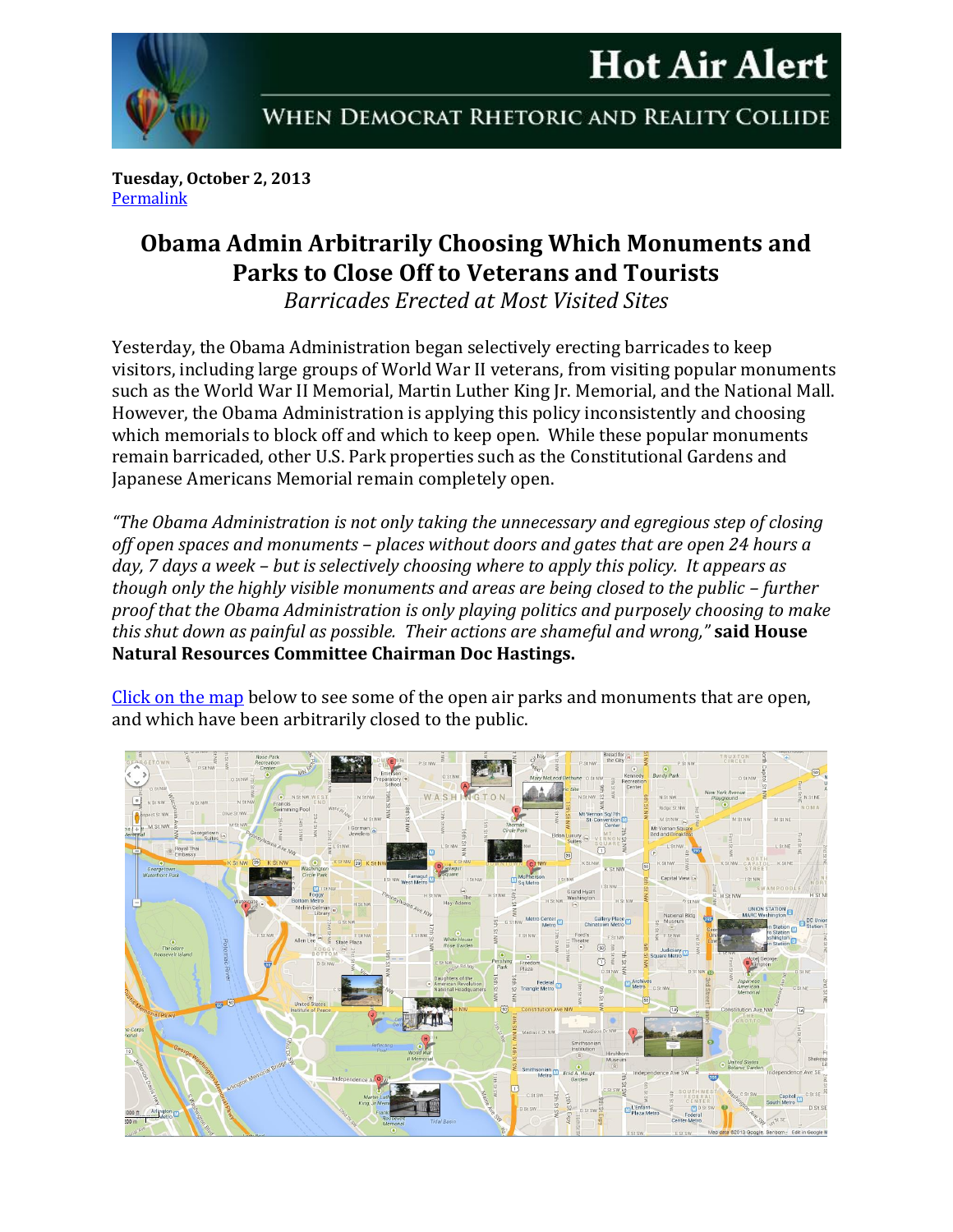# Hot Air Alert

WHEN DEMOCRAT RHETORIC AND REALITY COLLIDE

**Tuesday, October 2, 2013**
Permalink

## Obama Admin Arbitrarily Choosing Which Monuments and Parks to Close Off to Veterans and Tourists

*Barricades Erected at Most Visited Sites*

Yesterday, the Obama Administration began selectively erecting barricades to keep visitors, including large groups of World War II veterans, from visiting popular monuments such as the World War II Memorial, Martin Luther King Jr. Memorial, and the National Mall. However, the Obama Administration is applying this policy inconsistently and choosing which memorials to block off and which to keep open. While these popular monuments remain barricaded, other U.S. Park properties such as the Constitutional Gardens and Japanese Americans Memorial remain completely open.

*"The Obama Administration is not only taking the unnecessary and egregious step of closing off open spaces and monuments – places without doors and gates that are open 24 hours a day, 7 days a week – but is selectively choosing where to apply this policy. It appears as though only the highly visible monuments and areas are being closed to the public – further proof that the Obama Administration is only playing politics and purposely choosing to make this shut down as painful as possible. Their actions are shameful and wrong,"* **said House Natural Resources Committee Chairman Doc Hastings.**

Click on the map below to see some of the open air parks and monuments that are open, and which have been arbitrarily closed to the public.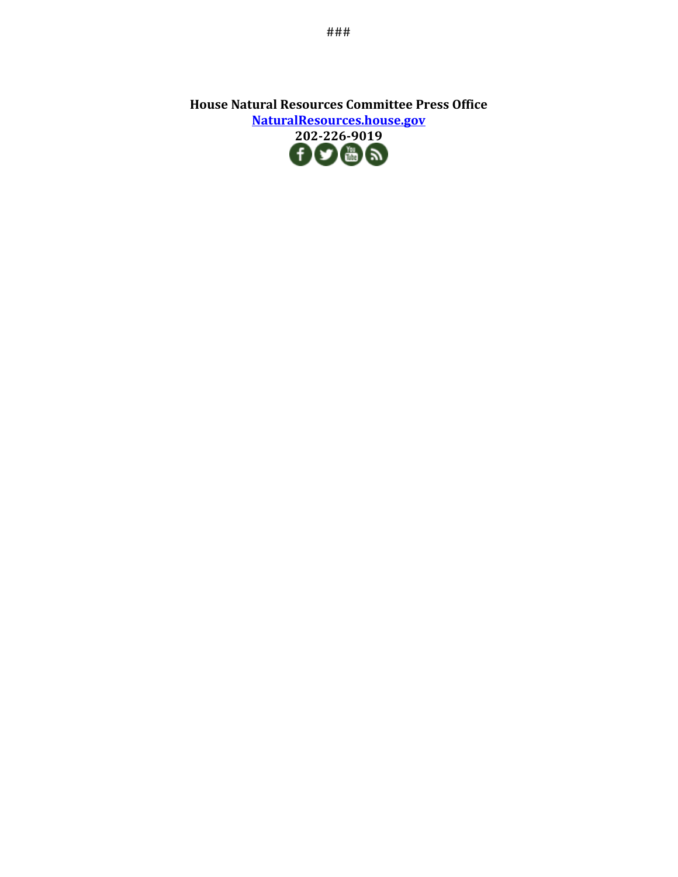###

**House Natural Resources Committee Press Office**
**[NaturalResources.house.gov](http://NaturalResources.house.gov)**
**202-226-9019**